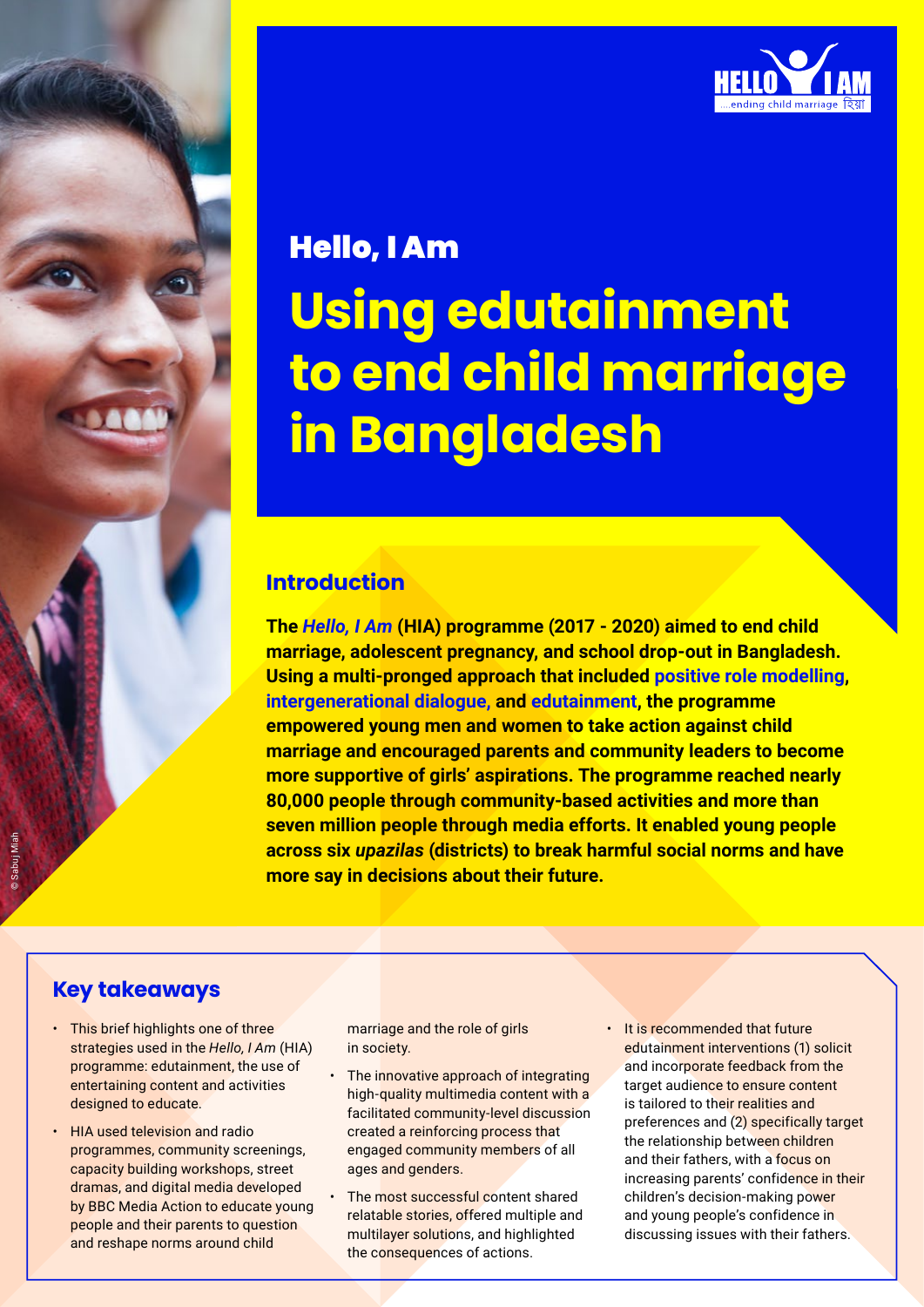HELLO I AM
....ending child marriage हियाँ

## Hello, I Am

# Using edutainment to end child marriage in Bangladesh

## Introduction

**The *Hello, I Am* (HIA) programme (2017 - 2020) aimed to end child marriage, adolescent pregnancy, and school drop-out in Bangladesh. Using a multi-pronged approach that included positive role modelling, intergenerational dialogue, and edutainment, the programme empowered young men and women to take action against child marriage and encouraged parents and community leaders to become more supportive of girls' aspirations. The programme reached nearly 80,000 people through community-based activities and more than seven million people through media efforts. It enabled young people across six *upazilas* (districts) to break harmful social norms and have more say in decisions about their future.**

© Sabuj Miah

## Key takeaways

- This brief highlights one of three strategies used in the *Hello, I Am* (HIA) programme: edutainment, the use of entertaining content and activities designed to educate.
- HIA used television and radio programmes, community screenings, capacity building workshops, street dramas, and digital media developed by BBC Media Action to educate young people and their parents to question and reshape norms around child marriage and the role of girls in society.
- The innovative approach of integrating high-quality multimedia content with a facilitated community-level discussion created a reinforcing process that engaged community members of all ages and genders.
- The most successful content shared relatable stories, offered multiple and multilayer solutions, and highlighted the consequences of actions.
- It is recommended that future edutainment interventions (1) solicit and incorporate feedback from the target audience to ensure content is tailored to their realities and preferences and (2) specifically target the relationship between children and their fathers, with a focus on increasing parents' confidence in their children's decision-making power and young people's confidence in discussing issues with their fathers.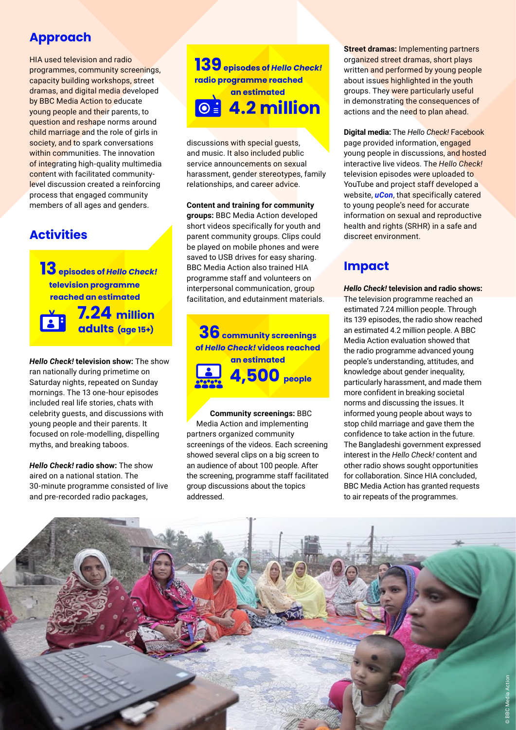## Approach

HIA used television and radio programmes, community screenings, capacity building workshops, street dramas, and digital media developed by BBC Media Action to educate young people and their parents, to question and reshape norms around child marriage and the role of girls in society, and to spark conversations within communities. The innovation of integrating high-quality multimedia content with facilitated community-level discussion created a reinforcing process that engaged community members of all ages and genders.

## Activities

**13 episodes of *Hello Check!* television programme reached an estimated 7.24 million adults (age 15+)**

***Hello Check!* television show:** The show ran nationally during primetime on Saturday nights, repeated on Sunday mornings. The 13 one-hour episodes included real life stories, chats with celebrity guests, and discussions with young people and their parents. It focused on role-modelling, dispelling myths, and breaking taboos.

***Hello Check!* radio show:** The show aired on a national station. The 30-minute programme consisted of live and pre-recorded radio packages, discussions with special guests, and music. It also included public service announcements on sexual harassment, gender stereotypes, family relationships, and career advice.

**139 episodes of *Hello Check!* radio programme reached an estimated 4.2 million**

**Content and training for community groups:** BBC Media Action developed short videos specifically for youth and parent community groups. Clips could be played on mobile phones and were saved to USB drives for easy sharing. BBC Media Action also trained HIA programme staff and volunteers on interpersonal communication, group facilitation, and edutainment materials.

**36 community screenings of *Hello Check!* videos reached an estimated 4,500 people**

**Community screenings:** BBC Media Action and implementing partners organized community screenings of the videos. Each screening showed several clips on a big screen to an audience of about 100 people. After the screening, programme staff facilitated group discussions about the topics addressed.

**Street dramas:** Implementing partners organized street dramas, short plays written and performed by young people about issues highlighted in the youth groups. They were particularly useful in demonstrating the consequences of actions and the need to plan ahead.

**Digital media:** The *Hello Check!* Facebook page provided information, engaged young people in discussions, and hosted interactive live videos. The *Hello Check!* television episodes were uploaded to YouTube and project staff developed a website, ***uCon***, that specifically catered to young people's need for accurate information on sexual and reproductive health and rights (SRHR) in a safe and discreet environment.

## Impact

***Hello Check!* television and radio shows:** The television programme reached an estimated 7.24 million people. Through its 139 episodes, the radio show reached an estimated 4.2 million people. A BBC Media Action evaluation showed that the radio programme advanced young people's understanding, attitudes, and knowledge about gender inequality, particularly harassment, and made them more confident in breaking societal norms and discussing the issues. It informed young people about ways to stop child marriage and gave them the confidence to take action in the future. The Bangladeshi government expressed interest in the *Hello Check!* content and other radio shows sought opportunities for collaboration. Since HIA concluded, BBC Media Action has granted requests to air repeats of the programmes.

© BBC Media Action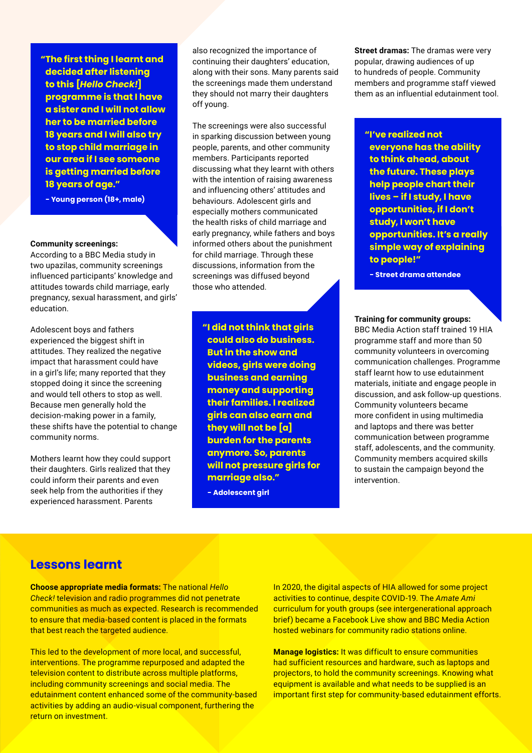> **"The first thing I learnt and decided after listening to this [*Hello Check!*] programme is that I have a sister and I will not allow her to be married before 18 years and I will also try to stop child marriage in our area if I see someone is getting married before 18 years of age."**
>
> **– Young person (18+, male)**

**Community screenings:**
According to a BBC Media study in two upazilas, community screenings influenced participants' knowledge and attitudes towards child marriage, early pregnancy, sexual harassment, and girls' education.

Adolescent boys and fathers experienced the biggest shift in attitudes. They realized the negative impact that harassment could have in a girl's life; many reported that they stopped doing it since the screening and would tell others to stop as well. Because men generally hold the decision-making power in a family, these shifts have the potential to change community norms.

Mothers learnt how they could support their daughters. Girls realized that they could inform their parents and even seek help from the authorities if they experienced harassment. Parents also recognized the importance of continuing their daughters' education, along with their sons. Many parents said the screenings made them understand they should not marry their daughters off young.

The screenings were also successful in sparking discussion between young people, parents, and other community members. Participants reported discussing what they learnt with others with the intention of raising awareness and influencing others' attitudes and behaviours. Adolescent girls and especially mothers communicated the health risks of child marriage and early pregnancy, while fathers and boys informed others about the punishment for child marriage. Through these discussions, information from the screenings was diffused beyond those who attended.

> **"I did not think that girls could also do business. But in the show and videos, girls were doing business and earning money and supporting their families. I realized girls can also earn and they will not be [a] burden for the parents anymore. So, parents will not pressure girls for marriage also."**
>
> **– Adolescent girl**

**Street dramas:** The dramas were very popular, drawing audiences of up to hundreds of people. Community members and programme staff viewed them as an influential edutainment tool.

> **"I've realized not everyone has the ability to think ahead, about the future. These plays help people chart their lives – if I study, I have opportunities, if I don't study, I won't have opportunities. It's a really simple way of explaining to people!"**
>
> **– Street drama attendee**

**Training for community groups:**
BBC Media Action staff trained 19 HIA programme staff and more than 50 community volunteers in overcoming communication challenges. Programme staff learnt how to use edutainment materials, initiate and engage people in discussion, and ask follow-up questions. Community volunteers became more confident in using multimedia and laptops and there was better communication between programme staff, adolescents, and the community. Community members acquired skills to sustain the campaign beyond the intervention.

## Lessons learnt

**Choose appropriate media formats:** The national *Hello Check!* television and radio programmes did not penetrate communities as much as expected. Research is recommended to ensure that media-based content is placed in the formats that best reach the targeted audience.

This led to the development of more local, and successful, interventions. The programme repurposed and adapted the television content to distribute across multiple platforms, including community screenings and social media. The edutainment content enhanced some of the community-based activities by adding an audio-visual component, furthering the return on investment.

In 2020, the digital aspects of HIA allowed for some project activities to continue, despite COVID-19. The *Amate Ami* curriculum for youth groups (see intergenerational approach brief) became a Facebook Live show and BBC Media Action hosted webinars for community radio stations online.

**Manage logistics:** It was difficult to ensure communities had sufficient resources and hardware, such as laptops and projectors, to hold the community screenings. Knowing what equipment is available and what needs to be supplied is an important first step for community-based edutainment efforts.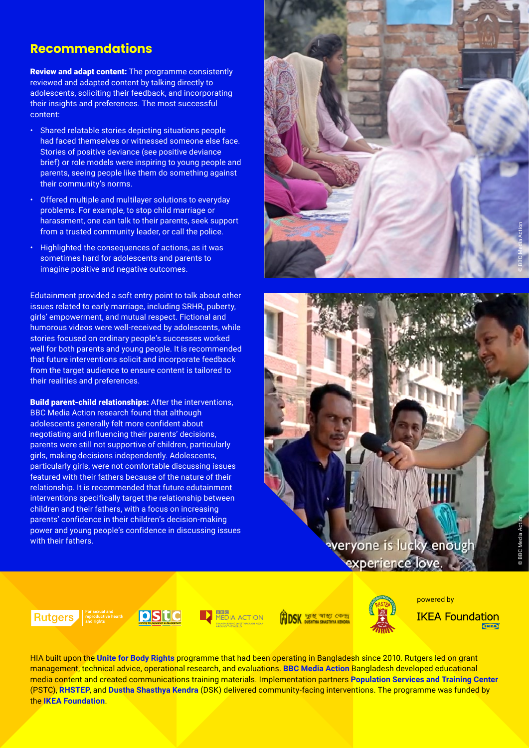## Recommendations

**Review and adapt content:** The programme consistently reviewed and adapted content by talking directly to adolescents, soliciting their feedback, and incorporating their insights and preferences. The most successful content:

- Shared relatable stories depicting situations people had faced themselves or witnessed someone else face. Stories of positive deviance (see positive deviance brief) or role models were inspiring to young people and parents, seeing people like them do something against their community's norms.
- Offered multiple and multilayer solutions to everyday problems. For example, to stop child marriage or harassment, one can talk to their parents, seek support from a trusted community leader, or call the police.
- Highlighted the consequences of actions, as it was sometimes hard for adolescents and parents to imagine positive and negative outcomes.

Edutainment provided a soft entry point to talk about other issues related to early marriage, including SRHR, puberty, girls' empowerment, and mutual respect. Fictional and humorous videos were well-received by adolescents, while stories focused on ordinary people's successes worked well for both parents and young people. It is recommended that future interventions solicit and incorporate feedback from the target audience to ensure content is tailored to their realities and preferences.

**Build parent-child relationships:** After the interventions, BBC Media Action research found that although adolescents generally felt more confident about negotiating and influencing their parents' decisions, parents were still not supportive of children, particularly girls, making decisions independently. Adolescents, particularly girls, were not comfortable discussing issues featured with their fathers because of the nature of their relationship. It is recommended that future edutainment interventions specifically target the relationship between children and their fathers, with a focus on increasing parents' confidence in their children's decision-making power and young people's confidence in discussing issues with their fathers.

© BBC Media Action

© BBC Media Action

Rutgers For sexual and reproductive health and rights

pstc

BBC MEDIA ACTION

DSK দুস্থ স্বাস্থ্য কেন্দ্র DUSHTHA SHASTHYA KENDRA

RHSTEP

powered by IKEA Foundation

HIA built upon the **Unite for Body Rights** programme that had been operating in Bangladesh since 2010. Rutgers led on grant management, technical advice, operational research, and evaluations. **BBC Media Action** Bangladesh developed educational media content and created communications training materials. Implementation partners **Population Services and Training Center** (PSTC), **RHSTEP**, and **Dustha Shasthya Kendra** (DSK) delivered community-facing interventions. The programme was funded by the **IKEA Foundation**.